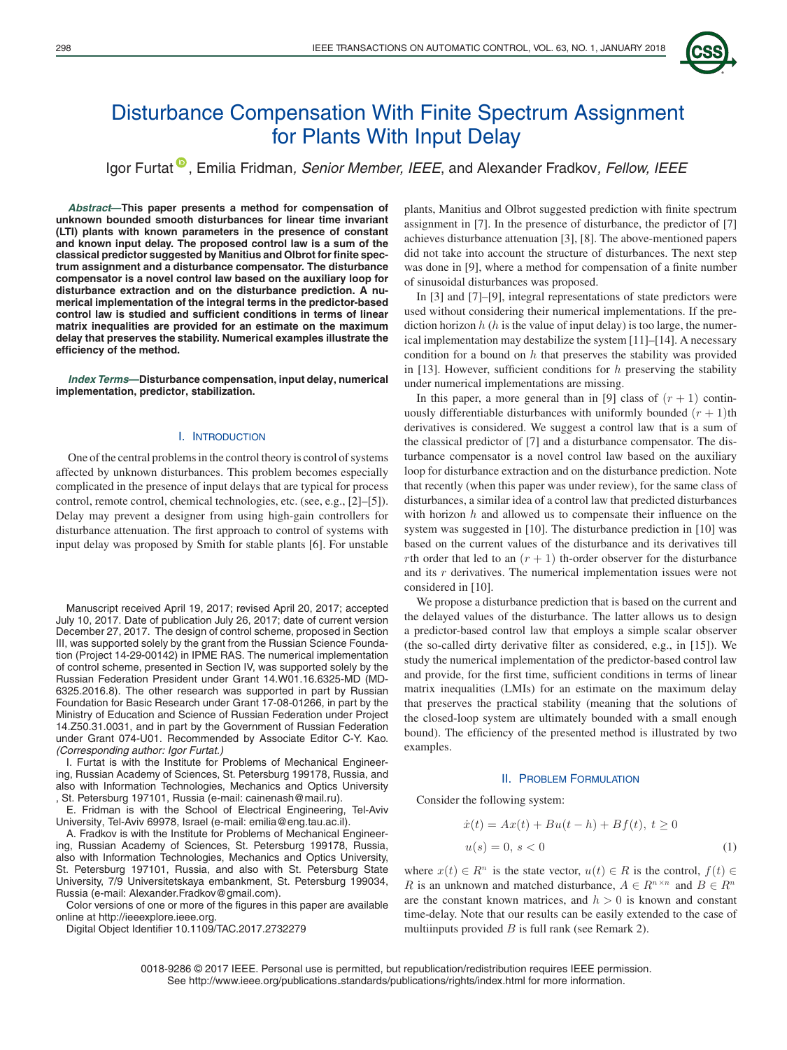# Disturbance Compensation With Finite Spectrum Assignment for Plants With Input Delay

Igor Furtat, Emilia Fridman, *Senior Member, IEEE*, and Alexander Fradkov, *Fellow, IEEE*

***Abstract*—This paper presents a method for compensation of unknown bounded smooth disturbances for linear time invariant (LTI) plants with known parameters in the presence of constant and known input delay. The proposed control law is a sum of the classical predictor suggested by Manitius and Olbrot for finite spectrum assignment and a disturbance compensator. The disturbance compensator is a novel control law based on the auxiliary loop for disturbance extraction and on the disturbance prediction. A numerical implementation of the integral terms in the predictor-based control law is studied and sufficient conditions in terms of linear matrix inequalities are provided for an estimate on the maximum delay that preserves the stability. Numerical examples illustrate the efficiency of the method.**

***Index Terms*—Disturbance compensation, input delay, numerical implementation, predictor, stabilization.**

## I. Introduction

One of the central problems in the control theory is control of systems affected by unknown disturbances. This problem becomes especially complicated in the presence of input delays that are typical for process control, remote control, chemical technologies, etc. (see, e.g., [2]–[5]). Delay may prevent a designer from using high-gain controllers for disturbance attenuation. The first approach to control of systems with input delay was proposed by Smith for stable plants [6]. For unstable plants, Manitius and Olbrot suggested prediction with finite spectrum assignment in [7]. In the presence of disturbance, the predictor of [7] achieves disturbance attenuation [3], [8]. The above-mentioned papers did not take into account the structure of disturbances. The next step was done in [9], where a method for compensation of a finite number of sinusoidal disturbances was proposed.

In [3] and [7]–[9], integral representations of state predictors were used without considering their numerical implementations. If the prediction horizon $h$ ($h$ is the value of input delay) is too large, the numerical implementation may destabilize the system [11]–[14]. A necessary condition for a bound on $h$ that preserves the stability was provided in [13]. However, sufficient conditions for $h$ preserving the stability under numerical implementations are missing.

In this paper, a more general than in [9] class of $(r+1)$ continuously differentiable disturbances with uniformly bounded $(r+1)$th derivatives is considered. We suggest a control law that is a sum of the classical predictor of [7] and a disturbance compensator. The disturbance compensator is a novel control law based on the auxiliary loop for disturbance extraction and on the disturbance prediction. Note that recently (when this paper was under review), for the same class of disturbances, a similar idea of a control law that predicted disturbances with horizon $h$ and allowed us to compensate their influence on the system was suggested in [10]. The disturbance prediction in [10] was based on the current values of the disturbance and its derivatives till $r$th order that led to an $(r+1)$ th-order observer for the disturbance and its $r$ derivatives. The numerical implementation issues were not considered in [10].

We propose a disturbance prediction that is based on the current and the delayed values of the disturbance. The latter allows us to design a predictor-based control law that employs a simple scalar observer (the so-called dirty derivative filter as considered, e.g., in [15]). We study the numerical implementation of the predictor-based control law and provide, for the first time, sufficient conditions in terms of linear matrix inequalities (LMIs) for an estimate on the maximum delay that preserves the practical stability (meaning that the solutions of the closed-loop system are ultimately bounded with a small enough bound). The efficiency of the presented method is illustrated by two examples.

## II. Problem Formulation

Consider the following system:

$$\begin{aligned} \dot{x}(t) &= Ax(t) + Bu(t-h) + Bf(t),\ t \geq 0 \\ u(s) &= 0,\ s < 0 \end{aligned} \tag{1}$$

where $x(t) \in R^n$ is the state vector, $u(t) \in R$ is the control, $f(t) \in R$ is an unknown and matched disturbance, $A \in R^{n\times n}$ and $B \in R^n$ are the constant known matrices, and $h > 0$ is known and constant time-delay. Note that our results can be easily extended to the case of multiinputs provided $B$ is full rank (see Remark 2).

---

Manuscript received April 19, 2017; revised April 20, 2017; accepted July 10, 2017. Date of publication July 26, 2017; date of current version December 27, 2017. The design of control scheme, proposed in Section III, was supported solely by the grant from the Russian Science Foundation (Project 14-29-00142) in IPME RAS. The numerical implementation of control scheme, presented in Section IV, was supported solely by the Russian Federation President under Grant 14.W01.16.6325-MD (MD-6325.2016.8). The other research was supported in part by Russian Foundation for Basic Research under Grant 17-08-01266, in part by the Ministry of Education and Science of Russian Federation under Project 14.Z50.31.0031, and in part by the Government of Russian Federation under Grant 074-U01. Recommended by Associate Editor C-Y. Kao. *(Corresponding author: Igor Furtat.)*

I. Furtat is with the Institute for Problems of Mechanical Engineering, Russian Academy of Sciences, St. Petersburg 199178, Russia, and also with Information Technologies, Mechanics and Optics University , St. Petersburg 197101, Russia (e-mail: cainenash@mail.ru).

E. Fridman is with the School of Electrical Engineering, Tel-Aviv University, Tel-Aviv 69978, Israel (e-mail: emilia@eng.tau.ac.il).

A. Fradkov is with the Institute for Problems of Mechanical Engineering, Russian Academy of Sciences, St. Petersburg 199178, Russia, also with Information Technologies, Mechanics and Optics University, St. Petersburg 197101, Russia, and also with St. Petersburg State University, 7/9 Universitetskaya embankment, St. Petersburg 199034, Russia (e-mail: Alexander.Fradkov@gmail.com).

Color versions of one or more of the figures in this paper are available online at http://ieeexplore.ieee.org.

Digital Object Identifier 10.1109/TAC.2017.2732279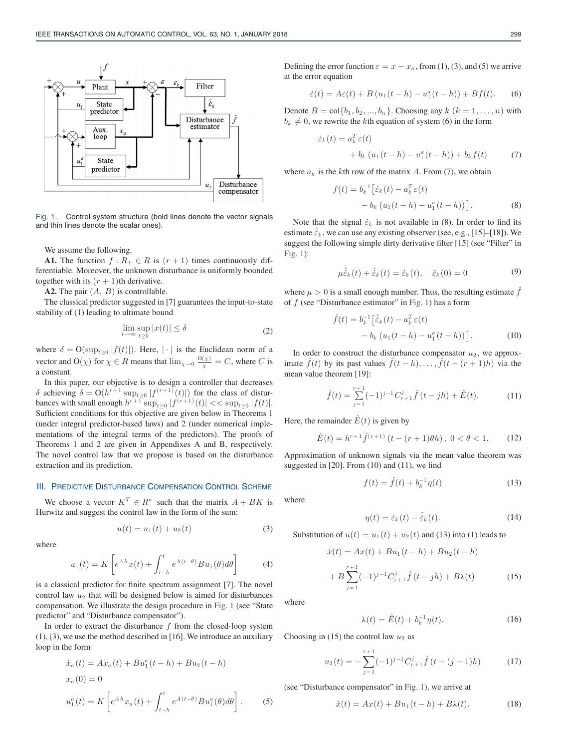Fig. 1. Control system structure (bold lines denote the vector signals and thin lines denote the scalar ones).

We assume the following.

**A1.** The function $f : R_+ \in R$ is $(r+1)$ times continuously differentiable. Moreover, the unknown disturbance is uniformly bounded together with its $(r+1)$th derivative.

**A2.** The pair $(A, B)$ is controllable.

The classical predictor suggested in [7] guarantees the input-to-state stability of (1) leading to ultimate bound

$$\lim_{t\to\infty} \sup_{t\geq 0} |x(t)| \leq \delta \tag{2}$$

where $\delta = \mathrm{O}(\sup_{t\geq 0} |f(t)|)$. Here, $|\cdot|$ is the Euclidean norm of a vector and $\mathrm{O}(\chi)$ for $\chi \in R$ means that $\lim_{\chi\to 0} \frac{\mathrm{O}(\chi)}{\chi} = C$, where $C$ is a constant.

In this paper, our objective is to design a controller that decreases $\delta$ achieving $\delta = \mathrm{O}(h^{r+1} \sup_{t\geq 0} |f^{(r+1)}(t)|)$ for the class of disturbances with small enough $h^{r+1} \sup_{t\geq 0} |f^{(r+1)}(t)| << \sup_{t\geq 0} |f(t)|$. Sufficient conditions for this objective are given below in Theorems 1 (under integral predictor-based laws) and 2 (under numerical implementations of the integral terms of the predictors). The proofs of Theorems 1 and 2 are given in Appendixes A and B, respectively. The novel control law that we propose is based on the disturbance extraction and its prediction.

## III. Predictive Disturbance Compensation Control Scheme

We choose a vector $K^T \in R^n$ such that the matrix $A + BK$ is Hurwitz and suggest the control law in the form of the sum:

$$u(t) = u_1(t) + u_2(t) \tag{3}$$

where

$$u_1(t) = K\left[e^{Ah}x(t) + \int_{t-h}^{t} e^{A(t-\theta)}Bu_1(\theta)d\theta\right] \tag{4}$$

is a classical predictor for finite spectrum assignment [7]. The novel control law $u_2$ that will be designed below is aimed for disturbances compensation. We illustrate the design procedure in Fig. 1 (see "State predictor" and "Disturbance compensator").

In order to extract the disturbance $f$ from the closed-loop system (1), (3), we use the method described in [16]. We introduce an auxiliary loop in the form

$$\begin{aligned}
\dot{x}_a(t) &= Ax_a(t) + Bu_1^a(t-h) + Bu_2(t-h)\\
x_a(0) &= 0\\
u_1^a(t) &= K\left[e^{Ah}x_a(t) + \int_{t-h}^{t} e^{A(t-\theta)}Bu_1^a(\theta)d\theta\right].
\end{aligned} \tag{5}$$

Defining the error function $\varepsilon = x - x_a$, from (1), (3), and (5) we arrive at the error equation

$$\dot{\varepsilon}(t) = A\varepsilon(t) + B\left(u_1(t-h) - u_1^a(t-h)\right) + Bf(t). \tag{6}$$

Denote $B = \mathrm{col}\{b_1, b_2, ..., b_n\}$. Choosing any $k$ $(k = 1, \ldots, n)$ with $b_k \neq 0$, we rewrite the $k$th equation of system (6) in the form

$$\begin{aligned}
\dot{\varepsilon}_k(t) &= a_k^T \varepsilon(t)\\
&\quad + b_k\left(u_1(t-h) - u_1^a(t-h)\right) + b_k f(t)
\end{aligned} \tag{7}$$

where $a_k$ is the $k$th row of the matrix $A$. From (7), we obtain

$$\begin{aligned}
f(t) &= b_k^{-1}\big[\dot{\varepsilon}_k(t) - a_k^T\varepsilon(t)\\
&\quad - b_k\left(u_1(t-h) - u_1^a(t-h)\right)\big].
\end{aligned} \tag{8}$$

Note that the signal $\dot{\varepsilon}_k$ is not available in (8). In order to find its estimate $\hat{\dot{\varepsilon}}_k$, we can use any existing observer (see, e.g., [15]–[18]). We suggest the following simple dirty derivative filter [15] (see "Filter" in Fig. 1):

$$\mu\dot{\hat{\varepsilon}}_k(t) + \hat{\varepsilon}_k(t) = \dot{\varepsilon}_k(t), \quad \hat{\varepsilon}_k(0) = 0 \tag{9}$$

where $\mu > 0$ is a small enough number. Thus, the resulting estimate $\hat{f}$ of $f$ (see "Disturbance estimator" in Fig. 1) has a form

$$\begin{aligned}
\hat{f}(t) &= b_k^{-1}\big[\hat{\dot{\varepsilon}}_k(t) - a_k^T\varepsilon(t)\\
&\quad - b_k\left(u_1(t-h) - u_1^a(t-h)\right)\big].
\end{aligned} \tag{10}$$

In order to construct the disturbance compensator $u_2$, we approximate $\hat{f}(t)$ by its past values $\hat{f}(t-h), \ldots, \hat{f}(t-(r+1)h)$ via the mean value theorem [19]:

$$\hat{f}(t) = \sum_{j=1}^{r+1}(-1)^{j-1}C_{r+1}^{j}\hat{f}(t-jh) + \hat{E}(t). \tag{11}$$

Here, the remainder $\hat{E}(t)$ is given by

$$\hat{E}(t) = h^{r+1}\hat{f}^{(r+1)}\left(t-(r+1)\theta h\right), \; 0 < \theta < 1. \tag{12}$$

Approximation of unknown signals via the mean value theorem was suggested in [20]. From (10) and (11), we find

$$f(t) = \hat{f}(t) + b_k^{-1}\eta(t) \tag{13}$$

where

$$\eta(t) = \dot{\varepsilon}_k(t) - \hat{\dot{\varepsilon}}_k(t). \tag{14}$$

Substitution of $u(t) = u_1(t) + u_2(t)$ and (13) into (1) leads to

$$\begin{aligned}
\dot{x}(t) &= Ax(t) + Bu_1(t-h) + Bu_2(t-h)\\
&\quad + B\sum_{j=1}^{r+1}(-1)^{j-1}C_{r+1}^{j}\hat{f}(t-jh) + B\lambda(t)
\end{aligned} \tag{15}$$

where

$$\lambda(t) = \hat{E}(t) + b_k^{-1}\eta(t). \tag{16}$$

Choosing in (15) the control law $u_2$ as

$$u_2(t) = -\sum_{j=1}^{r+1}(-1)^{j-1}C_{r+1}^{j}\hat{f}\left(t-(j-1)h\right) \tag{17}$$

(see "Disturbance compensator" in Fig. 1), we arrive at

$$\dot{x}(t) = Ax(t) + Bu_1(t-h) + B\lambda(t). \tag{18}$$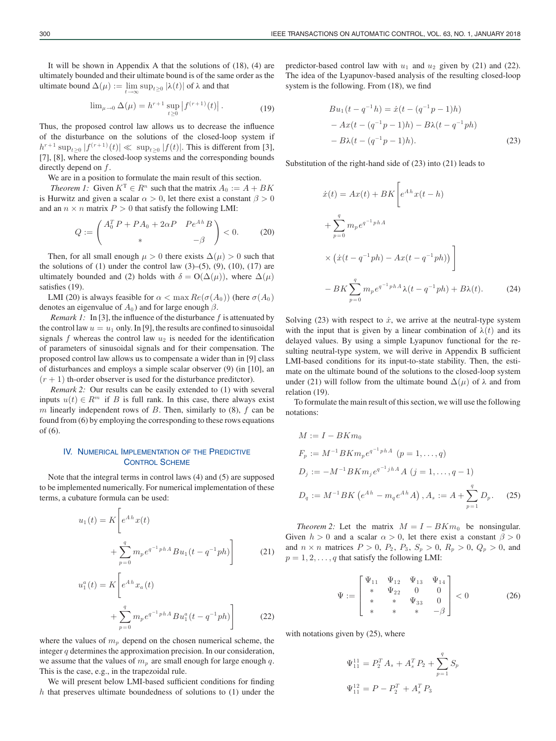It will be shown in Appendix A that the solutions of (18), (4) are ultimately bounded and their ultimate bound is of the same order as the ultimate bound $\Delta(\mu) := \lim_{t\to\infty} \sup_{t\geq 0} |\lambda(t)|$ of $\lambda$ and that

$$\lim_{\mu\to 0} \Delta(\mu) = h^{r+1} \sup_{t\geq 0} \left| f^{(r+1)}(t) \right|. \tag{19}$$

Thus, the proposed control law allows us to decrease the influence of the disturbance on the solutions of the closed-loop system if $h^{r+1} \sup_{t\geq 0} |f^{(r+1)}(t)| \ll \sup_{t\geq 0} |f(t)|$. This is different from [3], [7], [8], where the closed-loop systems and the corresponding bounds directly depend on $f$.

We are in a position to formulate the main result of this section.

*Theorem 1:* Given $K^{\mathrm{T}} \in R^n$ such that the matrix $A_0 := A + BK$ is Hurwitz and given a scalar $\alpha > 0$, let there exist a constant $\beta > 0$ and an $n \times n$ matrix $P > 0$ that satisfy the following LMI:

$$Q := \begin{pmatrix} A_0^T P + PA_0 + 2\alpha P & Pe^{Ah}B \\ * & -\beta \end{pmatrix} < 0. \tag{20}$$

Then, for all small enough $\mu > 0$ there exists $\Delta(\mu) > 0$ such that the solutions of (1) under the control law (3)–(5), (9), (10), (17) are ultimately bounded and (2) holds with $\delta = \mathrm{O}(\Delta(\mu))$, where $\Delta(\mu)$ satisfies (19).

LMI (20) is always feasible for $\alpha < \max Re(\sigma(A_0))$ (here $\sigma(A_0)$ denotes an eigenvalue of $A_0$) and for large enough $\beta$.

*Remark 1:* In [3], the influence of the disturbance $f$ is attenuated by the control law $u = u_1$ only. In [9], the results are confined to sinusoidal signals $f$ whereas the control law $u_2$ is needed for the identification of parameters of sinusoidal signals and for their compensation. The proposed control law allows us to compensate a wider than in [9] class of disturbances and employs a simple scalar observer (9) (in [10], an $(r + 1)$ th-order observer is used for the disturbance preditctor).

*Remark 2:* Our results can be easily extended to (1) with several inputs $u(t) \in R^m$ if $B$ is full rank. In this case, there always exist $m$ linearly independent rows of $B$. Then, similarly to (8), $f$ can be found from (6) by employing the corresponding to these rows equations of (6).

## IV. Numerical Implementation of the Predictive Control Scheme

Note that the integral terms in control laws (4) and (5) are supposed to be implemented numerically. For numerical implementation of these terms, a cubature formula can be used:

$$u_1(t) = K\left[e^{Ah}x(t) + \sum_{p=0}^{q} m_p e^{q^{-1}phA} Bu_1(t - q^{-1}ph)\right] \tag{21}$$

$$u_1^a(t) = K\left[e^{Ah}x_a(t) + \sum_{p=0}^{q} m_p e^{q^{-1}phA} Bu_1^a(t - q^{-1}ph)\right] \tag{22}$$

where the values of $m_p$ depend on the chosen numerical scheme, the integer $q$ determines the approximation precision. In our consideration, we assume that the values of $m_p$ are small enough for large enough $q$. This is the case, e.g., in the trapezoidal rule.

We will present below LMI-based sufficient conditions for finding $h$ that preserves ultimate boundedness of solutions to (1) under the predictor-based control law with $u_1$ and $u_2$ given by (21) and (22). The idea of the Lyapunov-based analysis of the resulting closed-loop system is the following. From (18), we find

$$\begin{aligned} Bu_1(t - q^{-1}h) &= \dot{x}(t - (q^{-1}p - 1)h) \\ &- Ax(t - (q^{-1}p - 1)h) - B\lambda(t - q^{-1}ph) \\ &- B\lambda(t - (q^{-1}p - 1)h). \end{aligned} \tag{23}$$

Substitution of the right-hand side of (23) into (21) leads to

$$\begin{aligned} \dot{x}(t) &= Ax(t) + BK\Bigg[e^{Ah}x(t-h) \\ &+ \sum_{p=0}^{q} m_p e^{q^{-1}phA} \\ &\times \left(\dot{x}(t - q^{-1}ph) - Ax(t - q^{-1}ph)\right)\Bigg] \\ &- BK\sum_{p=0}^{q} m_p e^{q^{-1}phA}\lambda(t - q^{-1}ph) + B\lambda(t). \end{aligned} \tag{24}$$

Solving (23) with respect to $\dot{x}$, we arrive at the neutral-type system with the input that is given by a linear combination of $\lambda(t)$ and its delayed values. By using a simple Lyapunov functional for the resulting neutral-type system, we will derive in Appendix B sufficient LMI-based conditions for its input-to-state stability. Then, the estimate on the ultimate bound of the solutions to the closed-loop system under (21) will follow from the ultimate bound $\Delta(\mu)$ of $\lambda$ and from relation (19).

To formulate the main result of this section, we will use the following notations:

$$\begin{aligned} M &:= I - BKm_0 \\ F_p &:= M^{-1}BKm_p e^{q^{-1}phA} \ (p = 1, \ldots, q) \\ D_j &:= -M^{-1}BKm_j e^{q^{-1}jhA} A \ (j = 1, \ldots, q-1) \\ D_q &:= M^{-1}BK\left(e^{Ah} - m_q e^{Ah}A\right), A_s := A + \sum_{p=1}^{q} D_p. \end{aligned} \tag{25}$$

*Theorem 2:* Let the matrix $M = I - BKm_0$ be nonsingular. Given $h > 0$ and a scalar $\alpha > 0$, let there exist a constant $\beta > 0$ and $n \times n$ matrices $P > 0$, $P_2$, $P_3$, $S_p > 0$, $R_p > 0$, $Q_p > 0$, and $p = 1, 2, \ldots, q$ that satisfy the following LMI:

$$\Psi := \begin{bmatrix} \Psi_{11} & \Psi_{12} & \Psi_{13} & \Psi_{14} \\ * & \Psi_{22} & 0 & 0 \\ * & * & \Psi_{33} & 0 \\ * & * & * & -\beta \end{bmatrix} < 0 \tag{26}$$

with notations given by (25), where

$$\Psi_{11}^{11} = P_2^T A_s + A_s^T P_2 + \sum_{p=1}^{q} S_p$$

$$\Psi_{11}^{12} = P - P_2^T + A_s^T P_3$$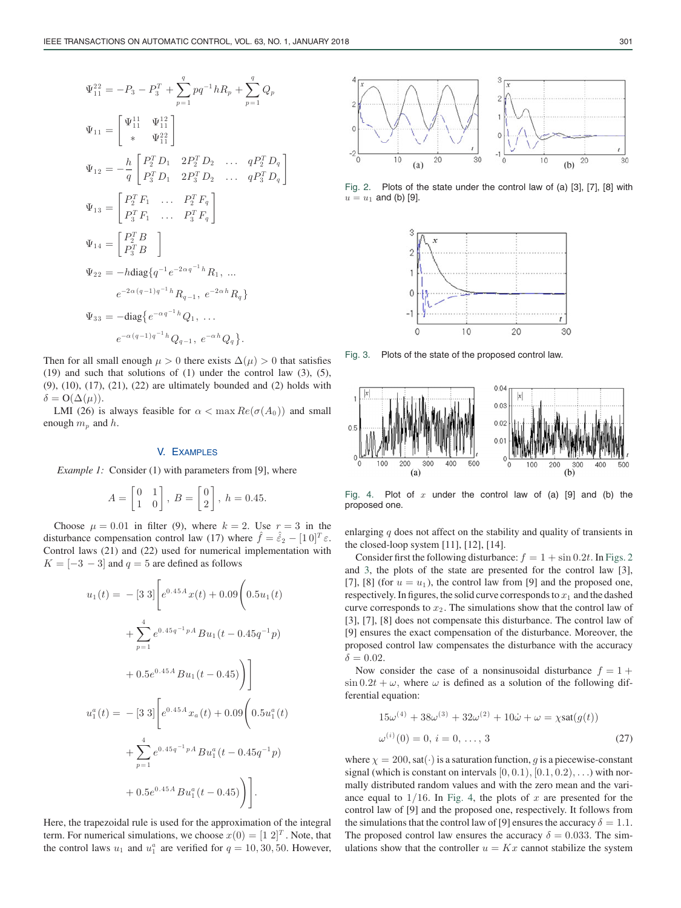$$\Psi_{11}^{22} = -P_3 - P_3^T + \sum_{p=1}^{q} pq^{-1}hR_p + \sum_{p=1}^{q} Q_p$$

$$\Psi_{11} = \begin{bmatrix} \Psi_{11}^{11} & \Psi_{11}^{12} \\ * & \Psi_{11}^{22} \end{bmatrix}$$

$$\Psi_{12} = -\frac{h}{q} \begin{bmatrix} P_2^T D_1 & 2P_2^T D_2 & \dots & qP_2^T D_q \\ P_3^T D_1 & 2P_3^T D_2 & \dots & qP_3^T D_q \end{bmatrix}$$

$$\Psi_{13} = \begin{bmatrix} P_2^T F_1 & \dots & P_2^T F_q \\ P_3^T F_1 & \dots & P_3^T F_q \end{bmatrix}$$

$$\Psi_{14} = \begin{bmatrix} P_2^T B \\ P_3^T B \end{bmatrix}$$

$$\Psi_{22} = -h\text{diag}\{q^{-1}e^{-2\alpha q^{-1}h}R_1, \dots$$
$$e^{-2\alpha(q-1)q^{-1}h}R_{q-1}, e^{-2\alpha h}R_q\}$$

$$\Psi_{33} = -\text{diag}\{e^{-\alpha q^{-1}h}Q_1, \dots$$
$$e^{-\alpha(q-1)q^{-1}h}Q_{q-1}, e^{-\alpha h}Q_q\}.$$

Then for all small enough $\mu > 0$ there exists $\Delta(\mu) > 0$ that satisfies (19) and such that solutions of (1) under the control law (3), (5), (9), (10), (17), (21), (22) are ultimately bounded and (2) holds with $\delta = O(\Delta(\mu))$.

LMI (26) is always feasible for $\alpha < \max Re(\sigma(A_0))$ and small enough $m_p$ and $h$.

## V. Examples

*Example 1:* Consider (1) with parameters from [9], where

$$A = \begin{bmatrix} 0 & 1 \\ 1 & 0 \end{bmatrix}, \; B = \begin{bmatrix} 0 \\ 2 \end{bmatrix}, \; h = 0.45.$$

Choose $\mu = 0.01$ in filter (9), where $k = 2$. Use $r = 3$ in the disturbance compensation control law (17) where $\hat{f} = \hat{\varepsilon}_2 - [1\,0]^T\varepsilon$. Control laws (21) and (22) used for numerical implementation with $K = [-3\;-3]$ and $q = 5$ are defined as follows

$$u_1(t) = -[3\;3]\Bigg[e^{0.45A}x(t) + 0.09\Bigg(0.5u_1(t) + \sum_{p=1}^{4} e^{0.45q^{-1}pA}Bu_1(t - 0.45q^{-1}p) + 0.5e^{0.45A}Bu_1(t - 0.45)\Bigg)\Bigg]$$

$$u_1^a(t) = -[3\;3]\Bigg[e^{0.45A}x_a(t) + 0.09\Bigg(0.5u_1^a(t) + \sum_{p=1}^{4} e^{0.45q^{-1}pA}Bu_1^a(t - 0.45q^{-1}p) + 0.5e^{0.45A}Bu_1^a(t - 0.45)\Bigg)\Bigg].$$

Here, the trapezoidal rule is used for the approximation of the integral term. For numerical simulations, we choose $x(0) = [1\;2]^T$. Note, that the control laws $u_1$ and $u_1^a$ are verified for $q = 10, 30, 50$. However, enlarging $q$ does not affect on the stability and quality of transients in the closed-loop system [11], [12], [14].

Fig. 2. Plots of the state under the control law of (a) [3], [7], [8] with $u = u_1$ and (b) [9].

Fig. 3. Plots of the state of the proposed control law.

Fig. 4. Plot of $x$ under the control law of (a) [9] and (b) the proposed one.

Consider first the following disturbance: $f = 1 + \sin 0.2t$. In Figs. 2 and 3, the plots of the state are presented for the control law [3], [7], [8] (for $u = u_1$), the control law from [9] and the proposed one, respectively. In figures, the solid curve corresponds to $x_1$ and the dashed curve corresponds to $x_2$. The simulations show that the control law of [3], [7], [8] does not compensate this disturbance. The control law of [9] ensures the exact compensation of the disturbance. Moreover, the proposed control law compensates the disturbance with the accuracy $\delta = 0.02$.

Now consider the case of a nonsinusoidal disturbance $f = 1 + \sin 0.2t + \omega$, where $\omega$ is defined as a solution of the following differential equation:

$$15\omega^{(4)} + 38\omega^{(3)} + 32\omega^{(2)} + 10\dot{\omega} + \omega = \chi\text{sat}(g(t))$$
$$\omega^{(i)}(0) = 0, \; i = 0, \dots, 3 \tag{27}$$

where $\chi = 200$, sat$(\cdot)$ is a saturation function, $g$ is a piecewise-constant signal (which is constant on intervals $[0, 0.1), [0.1, 0.2), \dots$) with normally distributed random values and with the zero mean and the variance equal to $1/16$. In Fig. 4, the plots of $x$ are presented for the control law of [9] and the proposed one, respectively. It follows from the simulations that the control law of [9] ensures the accuracy $\delta = 1.1$. The proposed control law ensures the accuracy $\delta = 0.033$. The simulations show that the controller $u = Kx$ cannot stabilize the system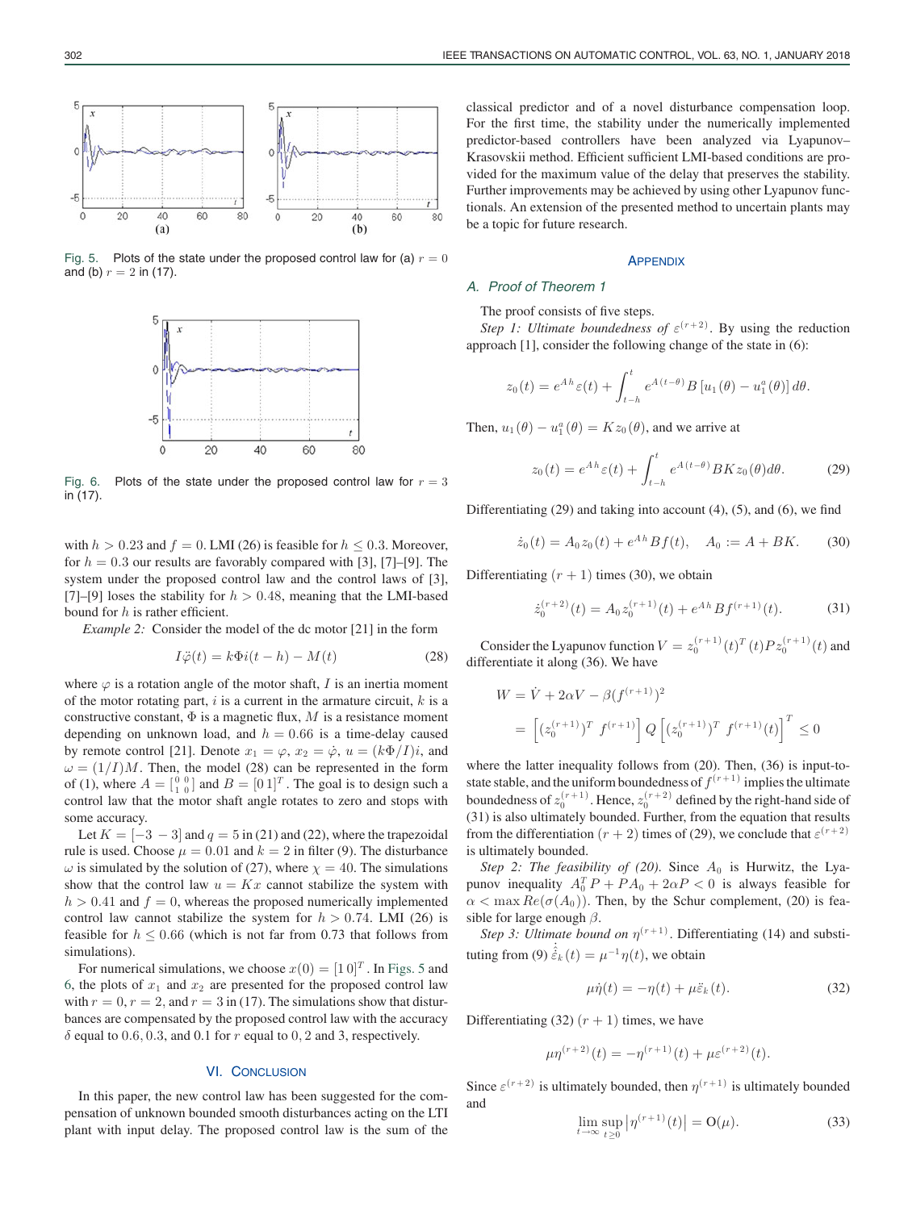Fig. 5. Plots of the state under the proposed control law for (a) $r = 0$ and (b) $r = 2$ in (17).

Fig. 6. Plots of the state under the proposed control law for $r = 3$ in (17).

with $h > 0.23$ and $f = 0$. LMI (26) is feasible for $h \leq 0.3$. Moreover, for $h = 0.3$ our results are favorably compared with [3], [7]–[9]. The system under the proposed control law and the control laws of [3], [7]–[9] loses the stability for $h > 0.48$, meaning that the LMI-based bound for $h$ is rather efficient.

*Example 2:* Consider the model of the dc motor [21] in the form

$$I\ddot{\varphi}(t) = k\Phi i(t-h) - M(t) \tag{28}$$

where $\varphi$ is a rotation angle of the motor shaft, $I$ is an inertia moment of the motor rotating part, $i$ is a current in the armature circuit, $k$ is a constructive constant, $\Phi$ is a magnetic flux, $M$ is a resistance moment depending on unknown load, and $h = 0.66$ is a time-delay caused by remote control [21]. Denote $x_1 = \varphi$, $x_2 = \dot{\varphi}$, $u = (k\Phi/I)i$, and $\omega = (1/I)M$. Then, the model (28) can be represented in the form of (1), where $A = \left[\begin{smallmatrix} 0 & 0 \\ 1 & 0 \end{smallmatrix}\right]$ and $B = [0\,1]^T$. The goal is to design such a control law that the motor shaft angle rotates to zero and stops with some accuracy.

Let $K = [-3\ -3]$ and $q = 5$ in (21) and (22), where the trapezoidal rule is used. Choose $\mu = 0.01$ and $k = 2$ in filter (9). The disturbance $\omega$ is simulated by the solution of (27), where $\chi = 40$. The simulations show that the control law $u = Kx$ cannot stabilize the system with $h > 0.41$ and $f = 0$, whereas the proposed numerically implemented control law cannot stabilize the system for $h > 0.74$. LMI (26) is feasible for $h \leq 0.66$ (which is not far from 0.73 that follows from simulations).

For numerical simulations, we choose $x(0) = [1\,0]^T$. In Figs. 5 and 6, the plots of $x_1$ and $x_2$ are presented for the proposed control law with $r = 0$, $r = 2$, and $r = 3$ in (17). The simulations show that disturbances are compensated by the proposed control law with the accuracy $\delta$ equal to 0.6, 0.3, and 0.1 for $r$ equal to 0, 2 and 3, respectively.

## VI. Conclusion

In this paper, the new control law has been suggested for the compensation of unknown bounded smooth disturbances acting on the LTI plant with input delay. The proposed control law is the sum of the classical predictor and of a novel disturbance compensation loop. For the first time, the stability under the numerically implemented predictor-based controllers have been analyzed via Lyapunov–Krasovskii method. Efficient sufficient LMI-based conditions are provided for the maximum value of the delay that preserves the stability. Further improvements may be achieved by using other Lyapunov functionals. An extension of the presented method to uncertain plants may be a topic for future research.

## Appendix

### A. Proof of Theorem 1

The proof consists of five steps.

*Step 1: Ultimate boundedness of $\varepsilon^{(r+2)}$.* By using the reduction approach [1], consider the following change of the state in (6):

$$z_0(t) = e^{Ah}\varepsilon(t) + \int_{t-h}^{t} e^{A(t-\theta)}B\left[u_1(\theta) - u_1^a(\theta)\right]d\theta.$$

Then, $u_1(\theta) - u_1^a(\theta) = Kz_0(\theta)$, and we arrive at

$$z_0(t) = e^{Ah}\varepsilon(t) + \int_{t-h}^{t} e^{A(t-\theta)}BKz_0(\theta)d\theta. \tag{29}$$

Differentiating (29) and taking into account (4), (5), and (6), we find

$$\dot{z}_0(t) = A_0 z_0(t) + e^{Ah}Bf(t), \quad A_0 := A + BK. \tag{30}$$

Differentiating $(r+1)$ times (30), we obtain

$$\dot{z}_0^{(r+2)}(t) = A_0 z_0^{(r+1)}(t) + e^{Ah}Bf^{(r+1)}(t). \tag{31}$$

Consider the Lyapunov function $V = z_0^{(r+1)}(t)^T(t)Pz_0^{(r+1)}(t)$ and differentiate it along (36). We have

$$\begin{aligned} W &= \dot{V} + 2\alpha V - \beta(f^{(r+1)})^2 \\ &= \left[(z_0^{(r+1)})^T\ f^{(r+1)}\right]Q\left[(z_0^{(r+1)})^T\ f^{(r+1)}(t)\right]^T \leq 0 \end{aligned}$$

where the latter inequality follows from (20). Then, (36) is input-to-state stable, and the uniform boundedness of $f^{(r+1)}$ implies the ultimate boundedness of $z_0^{(r+1)}$. Hence, $z_0^{(r+2)}$ defined by the right-hand side of (31) is also ultimately bounded. Further, from the equation that results from the differentiation $(r+2)$ times of (29), we conclude that $\varepsilon^{(r+2)}$ is ultimately bounded.

*Step 2: The feasibility of (20).* Since $A_0$ is Hurwitz, the Lyapunov inequality $A_0^T P + PA_0 + 2\alpha P < 0$ is always feasible for $\alpha < \max Re(\sigma(A_0))$. Then, by the Schur complement, (20) is feasible for large enough $\beta$.

*Step 3: Ultimate bound on $\eta^{(r+1)}$.* Differentiating (14) and substituting from (9) $\dot{\hat{\varepsilon}}_k(t) = \mu^{-1}\eta(t)$, we obtain

$$\mu\dot{\eta}(t) = -\eta(t) + \mu\ddot{\varepsilon}_k(t). \tag{32}$$

Differentiating (32) $(r+1)$ times, we have

$$\mu\eta^{(r+2)}(t) = -\eta^{(r+1)}(t) + \mu\varepsilon^{(r+2)}(t).$$

Since $\varepsilon^{(r+2)}$ is ultimately bounded, then $\eta^{(r+1)}$ is ultimately bounded and

$$\lim_{t\to\infty}\sup_{t\geq 0}\left|\eta^{(r+1)}(t)\right| = \mathrm{O}(\mu). \tag{33}$$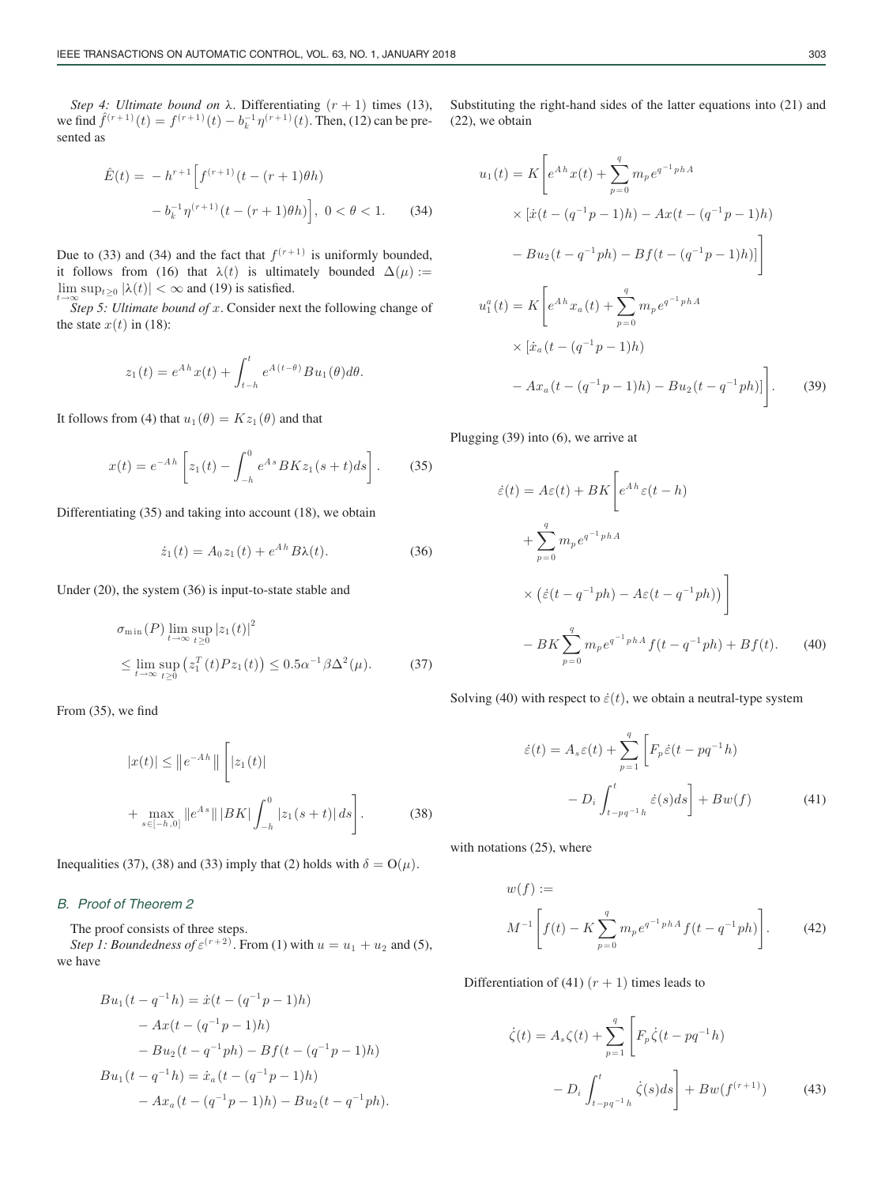*Step 4: Ultimate bound on* $\lambda$. Differentiating $(r+1)$ times (13), we find $\hat{f}^{(r+1)}(t) = f^{(r+1)}(t) - b_k^{-1}\eta^{(r+1)}(t)$. Then, (12) can be presented as

$$\hat{E}(t) = -h^{r+1}\Big[f^{(r+1)}(t-(r+1)\theta h) - b_k^{-1}\eta^{(r+1)}(t-(r+1)\theta h)\Big],\ 0<\theta<1. \quad (34)$$

Due to (33) and (34) and the fact that $f^{(r+1)}$ is uniformly bounded, it follows from (16) that $\lambda(t)$ is ultimately bounded $\Delta(\mu) := \lim_{t\to\infty}\sup_{t\geq 0}|\lambda(t)| < \infty$ and (19) is satisfied.

*Step 5: Ultimate bound of* $x$. Consider next the following change of the state $x(t)$ in (18):

$$z_1(t) = e^{Ah}x(t) + \int_{t-h}^{t} e^{A(t-\theta)}Bu_1(\theta)d\theta.$$

It follows from (4) that $u_1(\theta) = Kz_1(\theta)$ and that

$$x(t) = e^{-Ah}\left[z_1(t) - \int_{-h}^{0} e^{As}BKz_1(s+t)ds\right]. \quad (35)$$

Differentiating (35) and taking into account (18), we obtain

$$\dot{z}_1(t) = A_0 z_1(t) + e^{Ah}B\lambda(t). \quad (36)$$

Under (20), the system (36) is input-to-state stable and

$$\sigma_{\min}(P)\lim_{t\to\infty}\sup_{t\geq 0}|z_1(t)|^2 \leq \lim_{t\to\infty}\sup_{t\geq 0}\left(z_1^T(t)Pz_1(t)\right) \leq 0.5\alpha^{-1}\beta\Delta^2(\mu). \quad (37)$$

From (35), we find

$$|x(t)| \leq \|e^{-Ah}\|\left[|z_1(t)| + \max_{s\in[-h,0]}\|e^{As}\|\,|BK|\int_{-h}^{0}|z_1(s+t)|\,ds\right]. \quad (38)$$

Inequalities (37), (38) and (33) imply that (2) holds with $\delta = \mathrm{O}(\mu)$.

### *B. Proof of Theorem 2*

The proof consists of three steps.

*Step 1: Boundedness of* $\varepsilon^{(r+2)}$. From (1) with $u = u_1 + u_2$ and (5), we have

$$\begin{aligned} Bu_1(t-q^{-1}h) &= \dot{x}(t-(q^{-1}p-1)h) - Ax(t-(q^{-1}p-1)h) \\ &\quad - Bu_2(t-q^{-1}ph) - Bf(t-(q^{-1}p-1)h) \\ Bu_1(t-q^{-1}h) &= \dot{x}_a(t-(q^{-1}p-1)h) \\ &\quad - Ax_a(t-(q^{-1}p-1)h) - Bu_2(t-q^{-1}ph). \end{aligned}$$

Substituting the right-hand sides of the latter equations into (21) and (22), we obtain

$$\begin{aligned} u_1(t) &= K\Bigg[e^{Ah}x(t) + \sum_{p=0}^{q} m_p e^{q^{-1}phA} \\ &\quad \times [\dot{x}(t-(q^{-1}p-1)h) - Ax(t-(q^{-1}p-1)h) \\ &\quad - Bu_2(t-q^{-1}ph) - Bf(t-(q^{-1}p-1)h)]\Bigg] \\ u_1^a(t) &= K\Bigg[e^{Ah}x_a(t) + \sum_{p=0}^{q} m_p e^{q^{-1}phA} \\ &\quad \times [\dot{x}_a(t-(q^{-1}p-1)h) \\ &\quad - Ax_a(t-(q^{-1}p-1)h) - Bu_2(t-q^{-1}ph)]\Bigg]. \end{aligned} \quad (39)$$

Plugging (39) into (6), we arrive at

$$\begin{aligned} \dot{\varepsilon}(t) &= A\varepsilon(t) + BK\Bigg[e^{Ah}\varepsilon(t-h) \\ &\quad + \sum_{p=0}^{q} m_p e^{q^{-1}phA} \\ &\quad \times \left(\dot{\varepsilon}(t-q^{-1}ph) - A\varepsilon(t-q^{-1}ph)\right)\Bigg] \\ &\quad - BK\sum_{p=0}^{q} m_p e^{q^{-1}phA} f(t-q^{-1}ph) + Bf(t). \end{aligned} \quad (40)$$

Solving (40) with respect to $\dot{\varepsilon}(t)$, we obtain a neutral-type system

$$\dot{\varepsilon}(t) = A_s\varepsilon(t) + \sum_{p=1}^{q}\left[F_p\dot{\varepsilon}(t-pq^{-1}h) - D_i\int_{t-pq^{-1}h}^{t}\dot{\varepsilon}(s)ds\right] + Bw(f) \quad (41)$$

with notations (25), where

$$w(f) := M^{-1}\left[f(t) - K\sum_{p=0}^{q} m_p e^{q^{-1}phA} f(t-q^{-1}ph)\right]. \quad (42)$$

Differentiation of (41) $(r+1)$ times leads to

$$\dot{\zeta}(t) = A_s\zeta(t) + \sum_{p=1}^{q}\left[F_p\dot{\zeta}(t-pq^{-1}h) - D_i\int_{t-pq^{-1}h}^{t}\dot{\zeta}(s)ds\right] + Bw(f^{(r+1)}) \quad (43)$$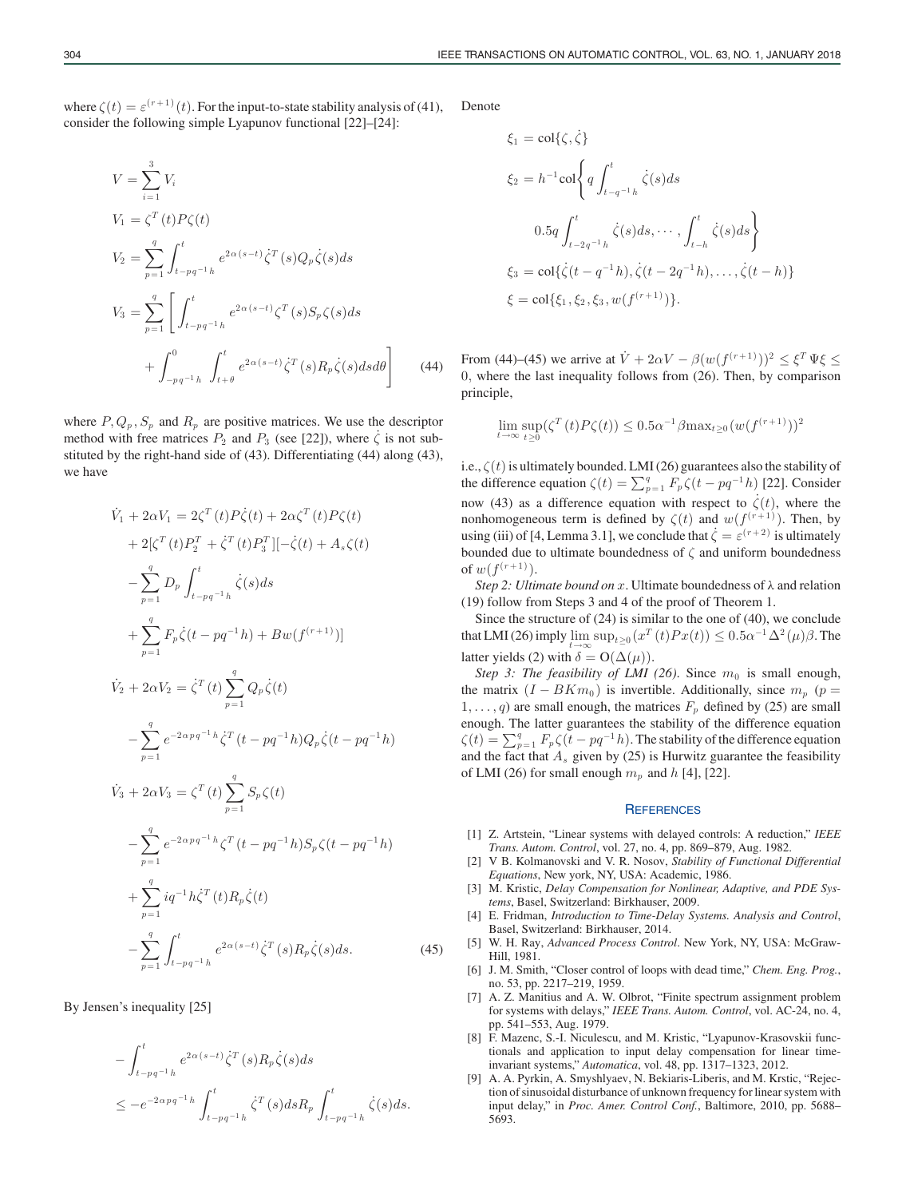where $\zeta(t) = \varepsilon^{(r+1)}(t)$. For the input-to-state stability analysis of (41), consider the following simple Lyapunov functional [22]–[24]:

$$
\begin{aligned}
V &= \sum_{i=1}^{3} V_i \\
V_1 &= \zeta^T(t) P \zeta(t) \\
V_2 &= \sum_{p=1}^{q} \int_{t-pq^{-1}h}^{t} e^{2\alpha(s-t)} \dot{\zeta}^T(s) Q_p \dot{\zeta}(s) ds \\
V_3 &= \sum_{p=1}^{q} \left[ \int_{t-pq^{-1}h}^{t} e^{2\alpha(s-t)} \zeta^T(s) S_p \zeta(s) ds \right. \\
&\quad \left. + \int_{-pq^{-1}h}^{0} \int_{t+\theta}^{t} e^{2\alpha(s-t)} \dot{\zeta}^T(s) R_p \dot{\zeta}(s) ds d\theta \right] \qquad (44)
\end{aligned}
$$

where $P, Q_p, S_p$ and $R_p$ are positive matrices. We use the descriptor method with free matrices $P_2$ and $P_3$ (see [22]), where $\dot{\zeta}$ is not substituted by the right-hand side of (43). Differentiating (44) along (43), we have

$$
\begin{aligned}
\dot{V}_1 + 2\alpha V_1 &= 2\zeta^T(t) P \dot{\zeta}(t) + 2\alpha \zeta^T(t) P \zeta(t) \\
&\quad + 2[\zeta^T(t) P_2^T + \dot{\zeta}^T(t) P_3^T][-\dot{\zeta}(t) + A_s \zeta(t) \\
&\quad - \sum_{p=1}^{q} D_p \int_{t-pq^{-1}h}^{t} \dot{\zeta}(s) ds \\
&\quad + \sum_{p=1}^{q} F_p \dot{\zeta}(t - pq^{-1}h) + B w(f^{(r+1)})] \\
\dot{V}_2 + 2\alpha V_2 &= \dot{\zeta}^T(t) \sum_{p=1}^{q} Q_p \dot{\zeta}(t) \\
&\quad - \sum_{p=1}^{q} e^{-2\alpha pq^{-1}h} \dot{\zeta}^T(t - pq^{-1}h) Q_p \dot{\zeta}(t - pq^{-1}h) \\
\dot{V}_3 + 2\alpha V_3 &= \zeta^T(t) \sum_{p=1}^{q} S_p \zeta(t) \\
&\quad - \sum_{p=1}^{q} e^{-2\alpha pq^{-1}h} \zeta^T(t - pq^{-1}h) S_p \zeta(t - pq^{-1}h) \\
&\quad + \sum_{p=1}^{q} i q^{-1} h \dot{\zeta}^T(t) R_p \dot{\zeta}(t) \\
&\quad - \sum_{p=1}^{q} \int_{t-pq^{-1}h}^{t} e^{2\alpha(s-t)} \dot{\zeta}^T(s) R_p \dot{\zeta}(s) ds. \qquad (45)
\end{aligned}
$$

By Jensen's inequality [25]

$$
\begin{aligned}
&- \int_{t-pq^{-1}h}^{t} e^{2\alpha(s-t)} \dot{\zeta}^T(s) R_p \dot{\zeta}(s) ds \\
&\leq -e^{-2\alpha pq^{-1}h} \int_{t-pq^{-1}h}^{t} \dot{\zeta}^T(s) ds R_p \int_{t-pq^{-1}h}^{t} \dot{\zeta}(s) ds.
\end{aligned}
$$

Denote

$$
\begin{aligned}
\xi_1 &= \mathrm{col}\{\zeta, \dot{\zeta}\} \\
\xi_2 &= h^{-1} \mathrm{col}\left\{ q \int_{t-q^{-1}h}^{t} \dot{\zeta}(s) ds \right. \\
&\qquad \left. 0.5q \int_{t-2q^{-1}h}^{t} \dot{\zeta}(s) ds, \cdots, \int_{t-h}^{t} \dot{\zeta}(s) ds \right\} \\
\xi_3 &= \mathrm{col}\{\dot{\zeta}(t - q^{-1}h), \dot{\zeta}(t - 2q^{-1}h), \ldots, \dot{\zeta}(t - h)\} \\
\xi &= \mathrm{col}\{\xi_1, \xi_2, \xi_3, w(f^{(r+1)})\}.
\end{aligned}
$$

From (44)–(45) we arrive at $\dot{V} + 2\alpha V - \beta(w(f^{(r+1)}))^2 \leq \xi^T \Psi \xi \leq 0$, where the last inequality follows from (26). Then, by comparison principle,

$$
\lim_{t\to\infty} \sup_{t\geq 0} (\zeta^T(t) P \zeta(t)) \leq 0.5\alpha^{-1} \beta \max_{t\geq 0} (w(f^{(r+1)}))^2
$$

i.e., $\zeta(t)$ is ultimately bounded. LMI (26) guarantees also the stability of the difference equation $\zeta(t) = \sum_{p=1}^{q} F_p \zeta(t - pq^{-1}h)$ [22]. Consider now (43) as a difference equation with respect to $\dot{\zeta}(t)$, where the nonhomogeneous term is defined by $\zeta(t)$ and $w(f^{(r+1)})$. Then, by using (iii) of [4, Lemma 3.1], we conclude that $\dot{\zeta} = \varepsilon^{(r+2)}$ is ultimately bounded due to ultimate boundedness of $\zeta$ and uniform boundedness of $w(f^{(r+1)})$.

*Step 2: Ultimate bound on $x$.* Ultimate boundedness of $\lambda$ and relation (19) follow from Steps 3 and 4 of the proof of Theorem 1.

Since the structure of (24) is similar to the one of (40), we conclude that LMI (26) imply $\lim_{t\to\infty} \sup_{t\geq 0} (x^T(t) P x(t)) \leq 0.5\alpha^{-1} \Delta^2(\mu) \beta$. The latter yields (2) with $\delta = O(\Delta(\mu))$.

*Step 3: The feasibility of LMI (26).* Since $m_0$ is small enough, the matrix $(I - BKm_0)$ is invertible. Additionally, since $m_p$ ($p = 1, \ldots, q$) are small enough, the matrices $F_p$ defined by (25) are small enough. The latter guarantees the stability of the difference equation $\zeta(t) = \sum_{p=1}^{q} F_p \zeta(t - pq^{-1}h)$. The stability of the difference equation and the fact that $A_s$ given by (25) is Hurwitz guarantee the feasibility of LMI (26) for small enough $m_p$ and $h$ [4], [22].

## References

[1] Z. Artstein, "Linear systems with delayed controls: A reduction," *IEEE Trans. Autom. Control*, vol. 27, no. 4, pp. 869–879, Aug. 1982.

[2] V B. Kolmanovski and V. R. Nosov, *Stability of Functional Differential Equations*, New york, NY, USA: Academic, 1986.

[3] M. Kristic, *Delay Compensation for Nonlinear, Adaptive, and PDE Systems*, Basel, Switzerland: Birkhauser, 2009.

[4] E. Fridman, *Introduction to Time-Delay Systems. Analysis and Control*, Basel, Switzerland: Birkhauser, 2014.

[5] W. H. Ray, *Advanced Process Control*. New York, NY, USA: McGraw-Hill, 1981.

[6] J. M. Smith, "Closer control of loops with dead time," *Chem. Eng. Prog.*, no. 53, pp. 2217–219, 1959.

[7] A. Z. Manitius and A. W. Olbrot, "Finite spectrum assignment problem for systems with delays," *IEEE Trans. Autom. Control*, vol. AC-24, no. 4, pp. 541–553, Aug. 1979.

[8] F. Mazenc, S.-I. Niculescu, and M. Kristic, "Lyapunov-Krasovskii functionals and application to input delay compensation for linear time-invariant systems," *Automatica*, vol. 48, pp. 1317–1323, 2012.

[9] A. A. Pyrkin, A. Smyshlyaev, N. Bekiaris-Liberis, and M. Krstic, "Rejection of sinusoidal disturbance of unknown frequency for linear system with input delay," in *Proc. Amer. Control Conf.*, Baltimore, 2010, pp. 5688–5693.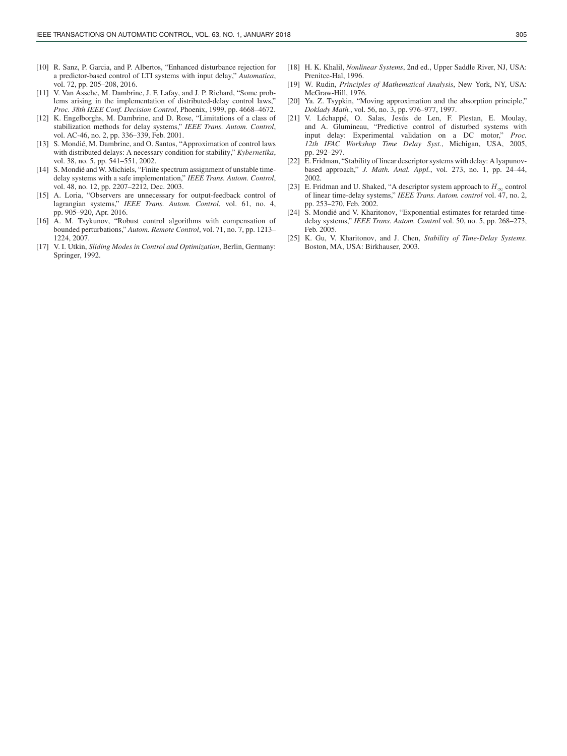[10] R. Sanz, P. Garcia, and P. Albertos, "Enhanced disturbance rejection for a predictor-based control of LTI systems with input delay," *Automatica*, vol. 72, pp. 205–208, 2016.

[11] V. Van Assche, M. Dambrine, J. F. Lafay, and J. P. Richard, "Some problems arising in the implementation of distributed-delay control laws," *Proc. 38th IEEE Conf. Decision Control*, Phoenix, 1999, pp. 4668–4672.

[12] K. Engelborghs, M. Dambrine, and D. Rose, "Limitations of a class of stabilization methods for delay systems," *IEEE Trans. Autom. Control*, vol. AC-46, no. 2, pp. 336–339, Feb. 2001.

[13] S. Mondié, M. Dambrine, and O. Santos, "Approximation of control laws with distributed delays: A necessary condition for stability," *Kybernetika*, vol. 38, no. 5, pp. 541–551, 2002.

[14] S. Mondié and W. Michiels, "Finite spectrum assignment of unstable time-delay systems with a safe implementation," *IEEE Trans. Autom. Control*, vol. 48, no. 12, pp. 2207–2212, Dec. 2003.

[15] A. Loria, "Observers are unnecessary for output-feedback control of lagrangian systems," *IEEE Trans. Autom. Control*, vol. 61, no. 4, pp. 905–920, Apr. 2016.

[16] A. M. Tsykunov, "Robust control algorithms with compensation of bounded perturbations," *Autom. Remote Control*, vol. 71, no. 7, pp. 1213–1224, 2007.

[17] V. I. Utkin, *Sliding Modes in Control and Optimization*, Berlin, Germany: Springer, 1992.

[18] H. K. Khalil, *Nonlinear Systems*, 2nd ed., Upper Saddle River, NJ, USA: Prenitce-Hal, 1996.

[19] W. Rudin, *Principles of Mathematical Analysis*, New York, NY, USA: McGraw-Hill, 1976.

[20] Ya. Z. Tsypkin, "Moving approximation and the absorption principle," *Doklady Math.*, vol. 56, no. 3, pp. 976–977, 1997.

[21] V. Léchappé, O. Salas, Jesús de Len, F. Plestan, E. Moulay, and A. Glumineau, "Predictive control of disturbed systems with input delay: Experimental validation on a DC motor," *Proc. 12th IFAC Workshop Time Delay Syst.*, Michigan, USA, 2005, pp. 292–297.

[22] E. Fridman, "Stability of linear descriptor systems with delay: A lyapunov-based approach," *J. Math. Anal. Appl.*, vol. 273, no. 1, pp. 24–44, 2002.

[23] E. Fridman and U. Shaked, "A descriptor system approach to $H_\infty$ control of linear time-delay systems," *IEEE Trans. Autom. control* vol. 47, no. 2, pp. 253–270, Feb. 2002.

[24] S. Mondié and V. Kharitonov, "Exponential estimates for retarded time-delay systems," *IEEE Trans. Autom. Control* vol. 50, no. 5, pp. 268–273, Feb. 2005.

[25] K. Gu, V. Kharitonov, and J. Chen, *Stability of Time-Delay Systems*. Boston, MA, USA: Birkhauser, 2003.